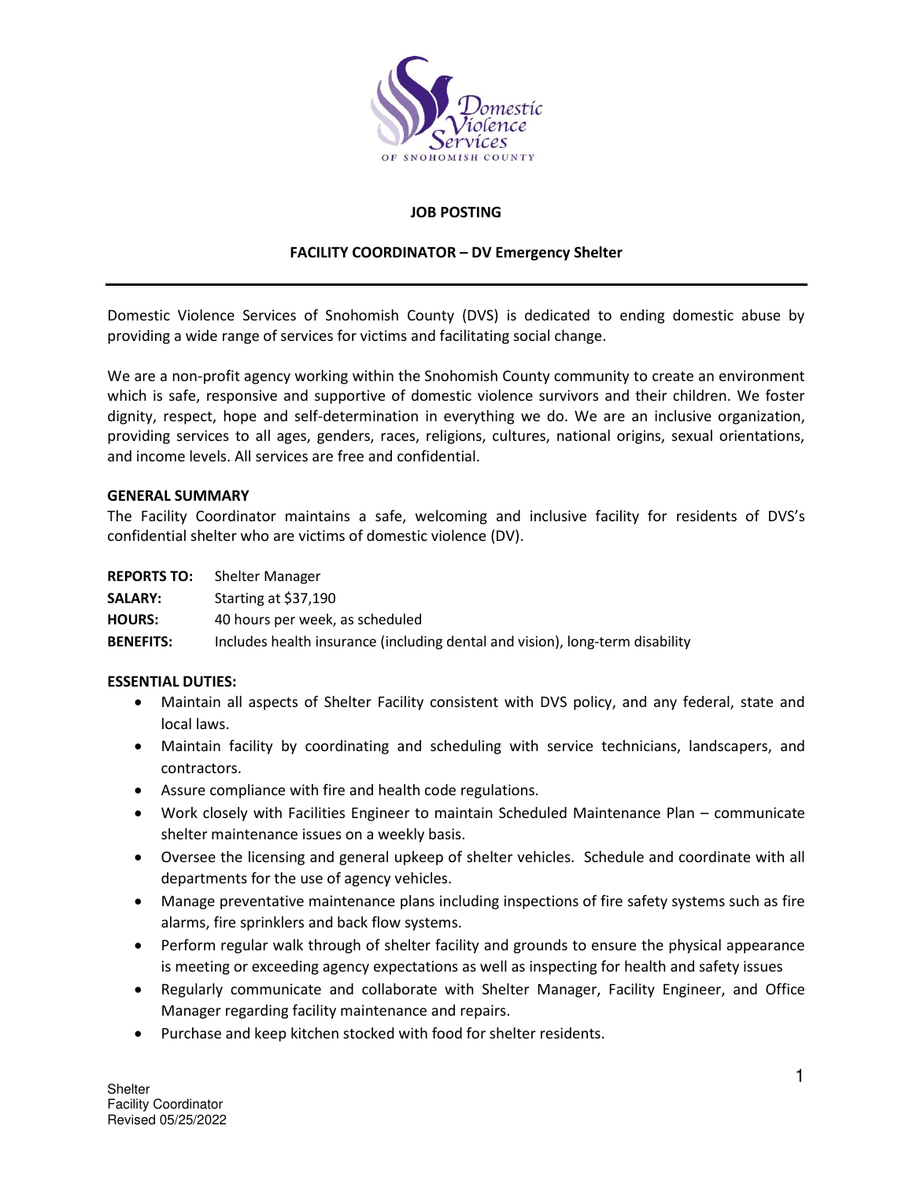Domestic Violence Services OF SNOHOMISH COUNTY

**JOB POSTING**

**FACILITY COORDINATOR – DV Emergency Shelter**

---

Domestic Violence Services of Snohomish County (DVS) is dedicated to ending domestic abuse by providing a wide range of services for victims and facilitating social change.

We are a non-profit agency working within the Snohomish County community to create an environment which is safe, responsive and supportive of domestic violence survivors and their children. We foster dignity, respect, hope and self-determination in everything we do. We are an inclusive organization, providing services to all ages, genders, races, religions, cultures, national origins, sexual orientations, and income levels. All services are free and confidential.

**GENERAL SUMMARY**
The Facility Coordinator maintains a safe, welcoming and inclusive facility for residents of DVS's confidential shelter who are victims of domestic violence (DV).

**REPORTS TO:** Shelter Manager
**SALARY:** Starting at $37,190
**HOURS:** 40 hours per week, as scheduled
**BENEFITS:** Includes health insurance (including dental and vision), long-term disability

**ESSENTIAL DUTIES:**

- Maintain all aspects of Shelter Facility consistent with DVS policy, and any federal, state and local laws.
- Maintain facility by coordinating and scheduling with service technicians, landscapers, and contractors.
- Assure compliance with fire and health code regulations.
- Work closely with Facilities Engineer to maintain Scheduled Maintenance Plan – communicate shelter maintenance issues on a weekly basis.
- Oversee the licensing and general upkeep of shelter vehicles. Schedule and coordinate with all departments for the use of agency vehicles.
- Manage preventative maintenance plans including inspections of fire safety systems such as fire alarms, fire sprinklers and back flow systems.
- Perform regular walk through of shelter facility and grounds to ensure the physical appearance is meeting or exceeding agency expectations as well as inspecting for health and safety issues
- Regularly communicate and collaborate with Shelter Manager, Facility Engineer, and Office Manager regarding facility maintenance and repairs.
- Purchase and keep kitchen stocked with food for shelter residents.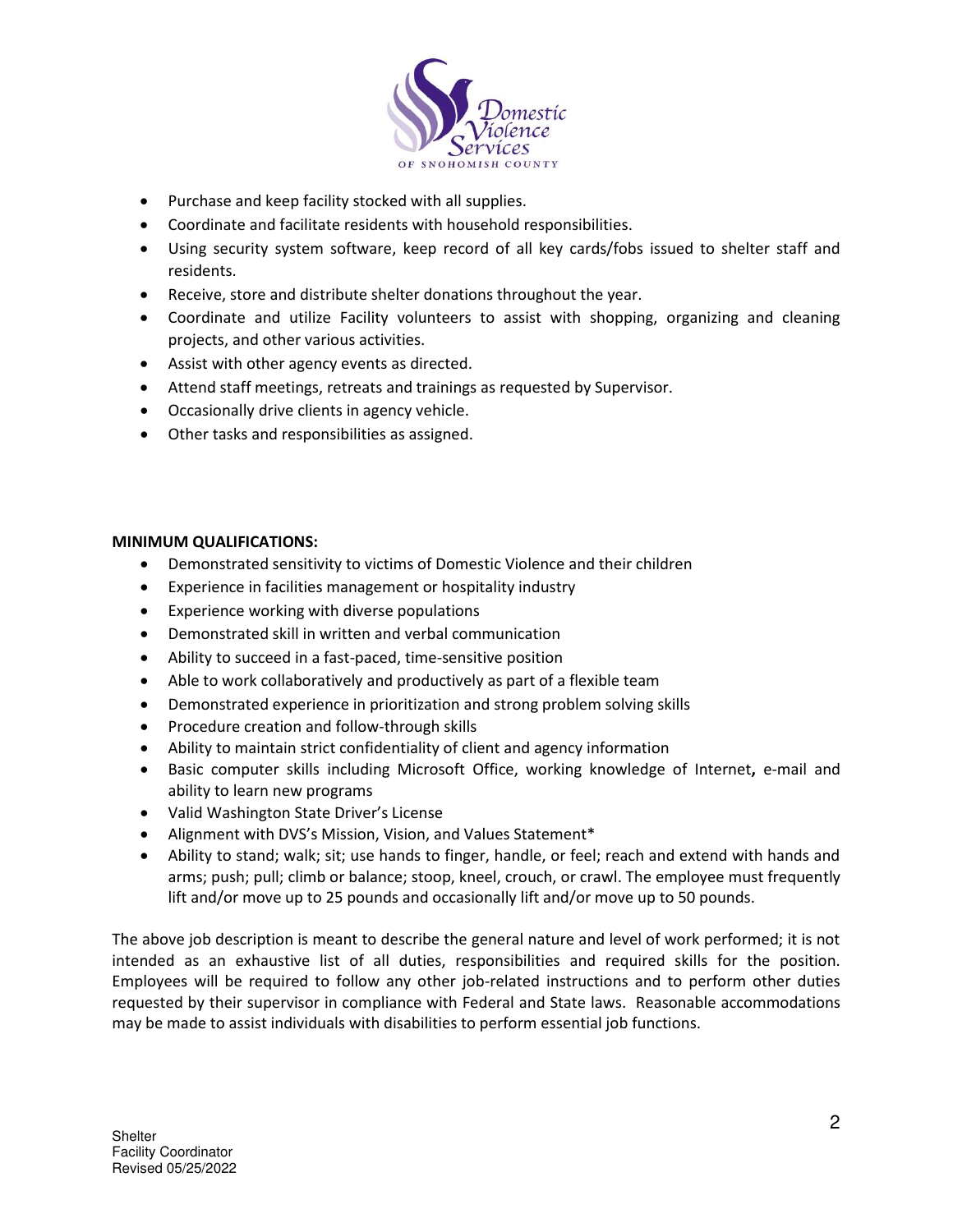- Purchase and keep facility stocked with all supplies.
- Coordinate and facilitate residents with household responsibilities.
- Using security system software, keep record of all key cards/fobs issued to shelter staff and residents.
- Receive, store and distribute shelter donations throughout the year.
- Coordinate and utilize Facility volunteers to assist with shopping, organizing and cleaning projects, and other various activities.
- Assist with other agency events as directed.
- Attend staff meetings, retreats and trainings as requested by Supervisor.
- Occasionally drive clients in agency vehicle.
- Other tasks and responsibilities as assigned.

**MINIMUM QUALIFICATIONS:**

- Demonstrated sensitivity to victims of Domestic Violence and their children
- Experience in facilities management or hospitality industry
- Experience working with diverse populations
- Demonstrated skill in written and verbal communication
- Ability to succeed in a fast-paced, time-sensitive position
- Able to work collaboratively and productively as part of a flexible team
- Demonstrated experience in prioritization and strong problem solving skills
- Procedure creation and follow-through skills
- Ability to maintain strict confidentiality of client and agency information
- Basic computer skills including Microsoft Office, working knowledge of Internet**,** e-mail and ability to learn new programs
- Valid Washington State Driver's License
- Alignment with DVS's Mission, Vision, and Values Statement*
- Ability to stand; walk; sit; use hands to finger, handle, or feel; reach and extend with hands and arms; push; pull; climb or balance; stoop, kneel, crouch, or crawl. The employee must frequently lift and/or move up to 25 pounds and occasionally lift and/or move up to 50 pounds.

The above job description is meant to describe the general nature and level of work performed; it is not intended as an exhaustive list of all duties, responsibilities and required skills for the position. Employees will be required to follow any other job-related instructions and to perform other duties requested by their supervisor in compliance with Federal and State laws. Reasonable accommodations may be made to assist individuals with disabilities to perform essential job functions.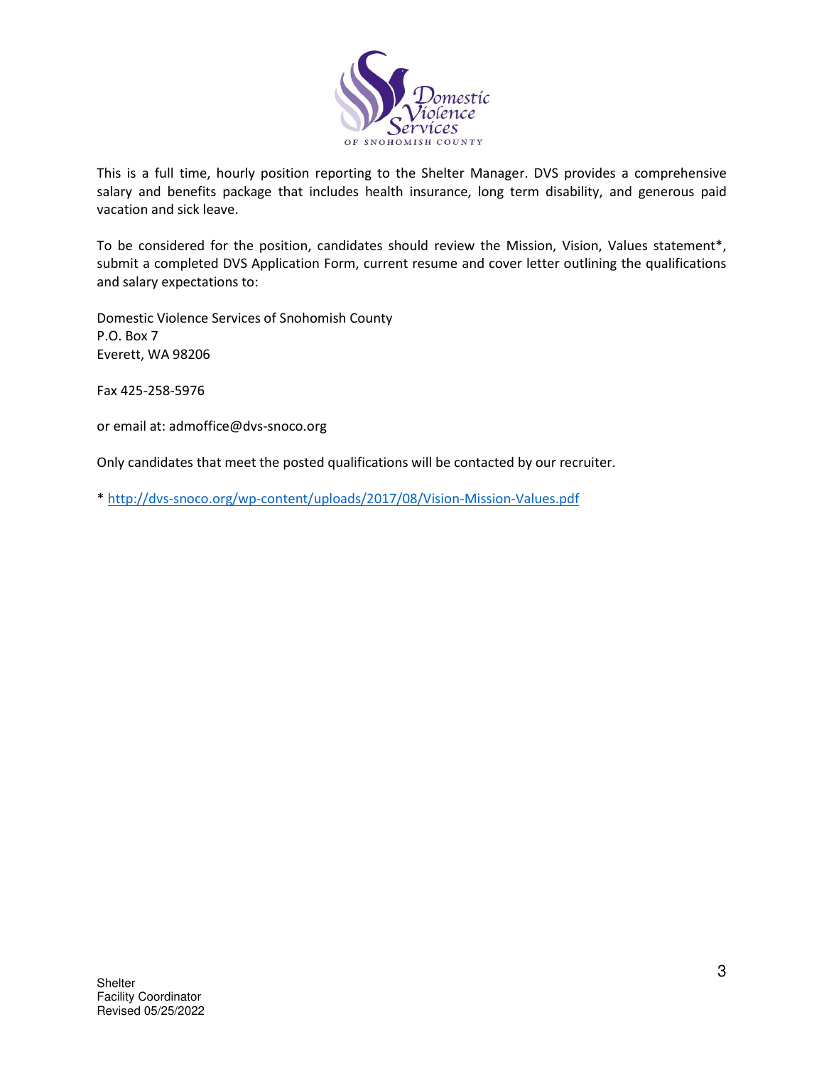This is a full time, hourly position reporting to the Shelter Manager. DVS provides a comprehensive salary and benefits package that includes health insurance, long term disability, and generous paid vacation and sick leave.

To be considered for the position, candidates should review the Mission, Vision, Values statement*, submit a completed DVS Application Form, current resume and cover letter outlining the qualifications and salary expectations to:

Domestic Violence Services of Snohomish County
P.O. Box 7
Everett, WA 98206

Fax 425-258-5976

or email at: admoffice@dvs-snoco.org

Only candidates that meet the posted qualifications will be contacted by our recruiter.

* http://dvs-snoco.org/wp-content/uploads/2017/08/Vision-Mission-Values.pdf